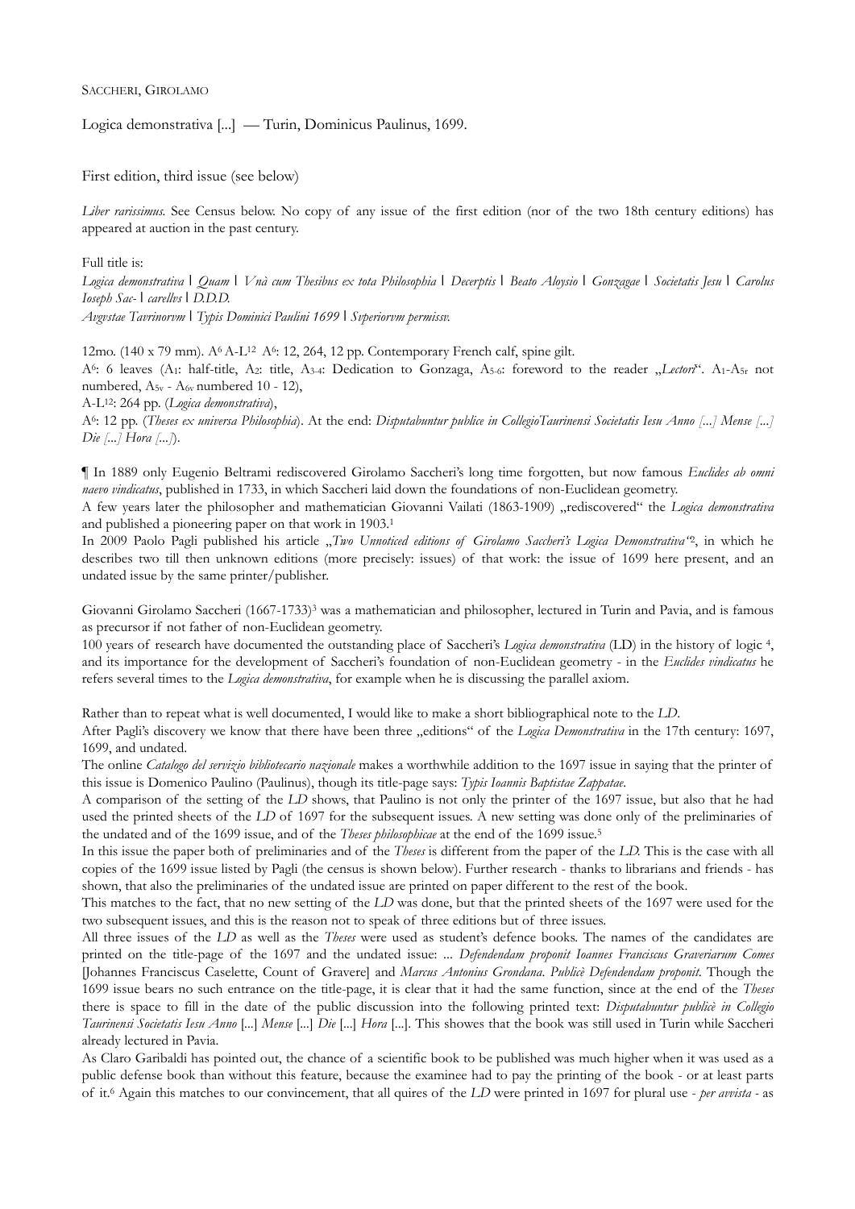SACCHERI, GIROLAMO

Logica demonstrativa [...] — Turin, Dominicus Paulinus, 1699.

First edition, third issue (see below)

*Liber rarissimus.* See Census below. No copy of any issue of the first edition (nor of the two 18th century editions) has appeared at auction in the past century.

Full title is:
*Logica demonstrativa | Quam | Vnà cum Thesibus ex tota Philosophia | Decerptis | Beato Aloysio | Gonzagae | Societatis Jesu | Carolus Ioseph Sac- | carellvs | D.D.D.*
*Avgvstae Tavrinorvm | Typis Dominici Paulini 1699 | Svperiorvm permissv.*

12mo. (140 x 79 mm). $A^6$ A-$L^{12}$ $A^6$: 12, 264, 12 pp. Contemporary French calf, spine gilt.
$A^6$: 6 leaves ($A_1$: half-title, $A_2$: title, $A_{3-4}$: Dedication to Gonzaga, $A_{5-6}$: foreword to the reader „*Lectori*". $A_1$-$A_{5r}$ not numbered, $A_{5v}$ - $A_{6v}$ numbered 10 - 12),
A-$L^{12}$: 264 pp. (*Logica demonstrativa*),
$A^6$: 12 pp. (*Theses ex universa Philosophia*). At the end: *Disputabuntur publice in CollegioTaurinensi Societatis Iesu Anno [...] Mense [...] Die [...] Hora [...]*).

¶ In 1889 only Eugenio Beltrami rediscovered Girolamo Saccheri's long time forgotten, but now famous *Euclides ab omni naevo vindicatus*, published in 1733, in which Saccheri laid down the foundations of non-Euclidean geometry.
A few years later the philosopher and mathematician Giovanni Vailati (1863-1909) „rediscovered" the *Logica demonstrativa* and published a pioneering paper on that work in 1903.[1]
In 2009 Paolo Pagli published his article „*Two Unnoticed editions of Girolamo Saccheri's Logica Demonstrativa*"[2], in which he describes two till then unknown editions (more precisely: issues) of that work: the issue of 1699 here present, and an undated issue by the same printer/publisher.

Giovanni Girolamo Saccheri (1667-1733)[3] was a mathematician and philosopher, lectured in Turin and Pavia, and is famous as precursor if not father of non-Euclidean geometry.
100 years of research have documented the outstanding place of Saccheri's *Logica demonstrativa* (LD) in the history of logic [4], and its importance for the development of Saccheri's foundation of non-Euclidean geometry - in the *Euclides vindicatus* he refers several times to the *Logica demonstrativa*, for example when he is discussing the parallel axiom.

Rather than to repeat what is well documented, I would like to make a short bibliographical note to the *LD*.
After Pagli's discovery we know that there have been three „editions" of the *Logica Demonstrativa* in the 17th century: 1697, 1699, and undated.
The online *Catalogo del servizio bibliotecario nazionale* makes a worthwhile addition to the 1697 issue in saying that the printer of this issue is Domenico Paulino (Paulinus), though its title-page says: *Typis Ioannis Baptistae Zappatae*.
A comparison of the setting of the *LD* shows, that Paulino is not only the printer of the 1697 issue, but also that he had used the printed sheets of the *LD* of 1697 for the subsequent issues. A new setting was done only of the preliminaries of the undated and of the 1699 issue, and of the *Theses philosophicae* at the end of the 1699 issue.[5]
In this issue the paper both of preliminaries and of the *Theses* is different from the paper of the *LD*. This is the case with all copies of the 1699 issue listed by Pagli (the census is shown below). Further research - thanks to librarians and friends - has shown, that also the preliminaries of the undated issue are printed on paper different to the rest of the book.
This matches to the fact, that no new setting of the *LD* was done, but that the printed sheets of the 1697 were used for the two subsequent issues, and this is the reason not to speak of three editions but of three issues.
All three issues of the *LD* as well as the *Theses* were used as student's defence books. The names of the candidates are printed on the title-page of the 1697 and the undated issue: ... *Defendendam proponit Ioannes Franciscus Graveriarum Comes* [Johannes Franciscus Caselette, Count of Gravere] and *Marcus Antonius Grondana. Publicè Defendendam proponit.* Though the 1699 issue bears no such entrance on the title-page, it is clear that it had the same function, since at the end of the *Theses* there is space to fill in the date of the public discussion into the following printed text: *Disputabuntur publicè in Collegio Taurinensi Societatis Iesu Anno* [...] *Mense* [...] *Die* [...] *Hora* [...]. This showes that the book was still used in Turin while Saccheri already lectured in Pavia.
As Claro Garibaldi has pointed out, the chance of a scientific book to be published was much higher when it was used as a public defense book than without this feature, because the examinee had to pay the printing of the book - or at least parts of it.[6] Again this matches to our convincement, that all quires of the *LD* were printed in 1697 for plural use - *per avvista* - as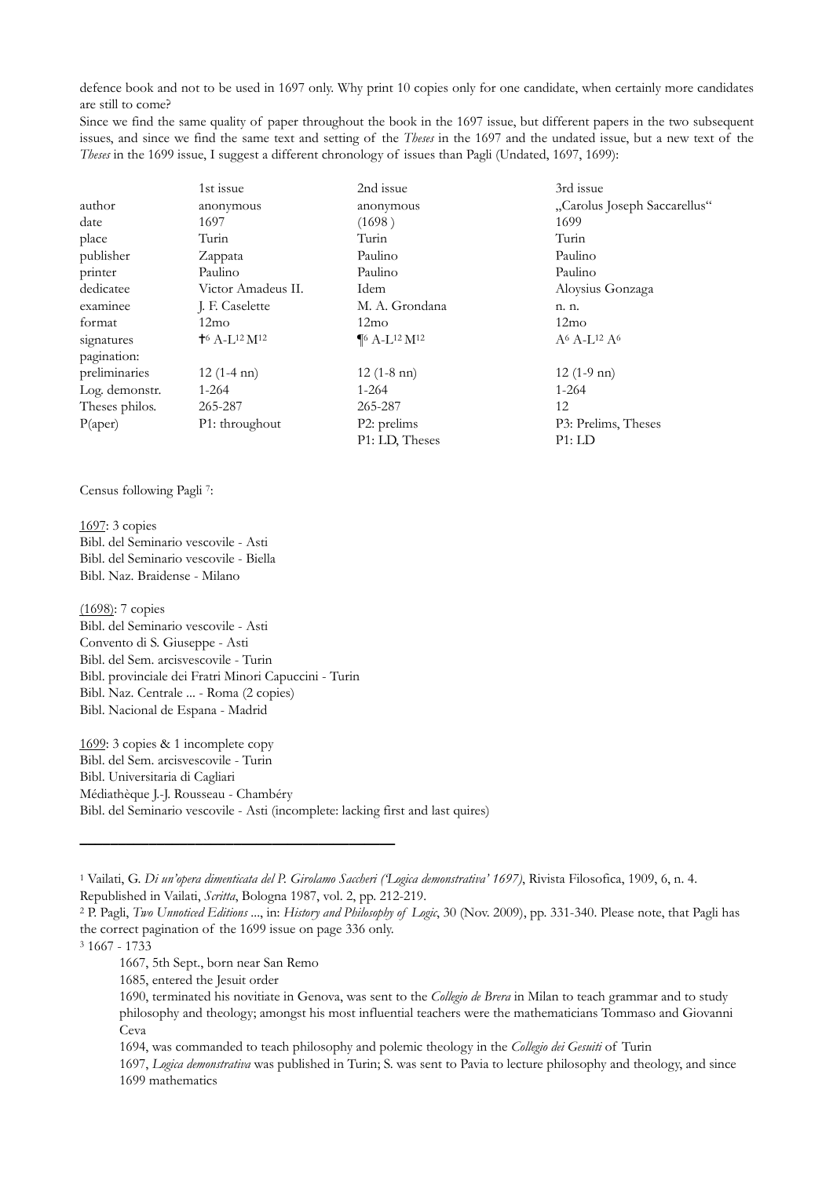defence book and not to be used in 1697 only. Why print 10 copies only for one candidate, when certainly more candidates are still to come?

Since we find the same quality of paper throughout the book in the 1697 issue, but different papers in the two subsequent issues, and since we find the same text and setting of the *Theses* in the 1697 and the undated issue, but a new text of the *Theses* in the 1699 issue, I suggest a different chronology of issues than Pagli (Undated, 1697, 1699):

| | 1st issue | 2nd issue | 3rd issue |
|---|---|---|---|
| author | anonymous | anonymous | „Carolus Joseph Saccarellus“ |
| date | 1697 | (1698 ) | 1699 |
| place | Turin | Turin | Turin |
| publisher | Zappata | Paulino | Paulino |
| printer | Paulino | Paulino | Paulino |
| dedicatee | Victor Amadeus II. | Idem | Aloysius Gonzaga |
| examinee | J. F. Caselette | M. A. Grondana | n. n. |
| format | 12mo | 12mo | 12mo |
| signatures | $✝^6$ A-$L^{12}$ $M^{12}$ | $¶^6$ A-$L^{12}$ $M^{12}$ | $A^6$ A-$L^{12}$ $A^6$ |
| pagination: | | | |
| preliminaries | 12 (1-4 nn) | 12 (1-8 nn) | 12 (1-9 nn) |
| Log. demonstr. | 1-264 | 1-264 | 1-264 |
| Theses philos. | 265-287 | 265-287 | 12 |
| P(aper) | P1: throughout | P2: prelims<br>P1: LD, Theses | P3: Prelims, Theses<br>P1: LD |

Census following Pagli [7]:

1697: 3 copies
Bibl. del Seminario vescovile - Asti
Bibl. del Seminario vescovile - Biella
Bibl. Naz. Braidense - Milano

(1698): 7 copies
Bibl. del Seminario vescovile - Asti
Convento di S. Giuseppe - Asti
Bibl. del Sem. arcisvescovile - Turin
Bibl. provinciale dei Fratri Minori Capuccini - Turin
Bibl. Naz. Centrale ... - Roma (2 copies)
Bibl. Nacional de Espana - Madrid

1699: 3 copies & 1 incomplete copy
Bibl. del Sem. arcisvescovile - Turin
Bibl. Universitaria di Cagliari
Médiathèque J.-J. Rousseau - Chambéry
Bibl. del Seminario vescovile - Asti (incomplete: lacking first and last quires)

---

[1] Vailati, G. *Di un'opera dimenticata del P. Girolamo Saccheri ('Logica demonstrativa' 1697)*, Rivista Filosofica, 1909, 6, n. 4. Republished in Vailati, *Scritta*, Bologna 1987, vol. 2, pp. 212-219.

[2] P. Pagli, *Two Unnoticed Editions* ..., in: *History and Philosophy of Logic*, 30 (Nov. 2009), pp. 331-340. Please note, that Pagli has the correct pagination of the 1699 issue on page 336 only.

[3] 1667 - 1733

1667, 5th Sept., born near San Remo

1685, entered the Jesuit order

1690, terminated his novitiate in Genova, was sent to the *Collegio de Brera* in Milan to teach grammar and to study philosophy and theology; amongst his most influential teachers were the mathematicians Tommaso and Giovanni Ceva

1694, was commanded to teach philosophy and polemic theology in the *Collegio dei Gesuiti* of Turin

1697, *Logica demonstrativa* was published in Turin; S. was sent to Pavia to lecture philosophy and theology, and since 1699 mathematics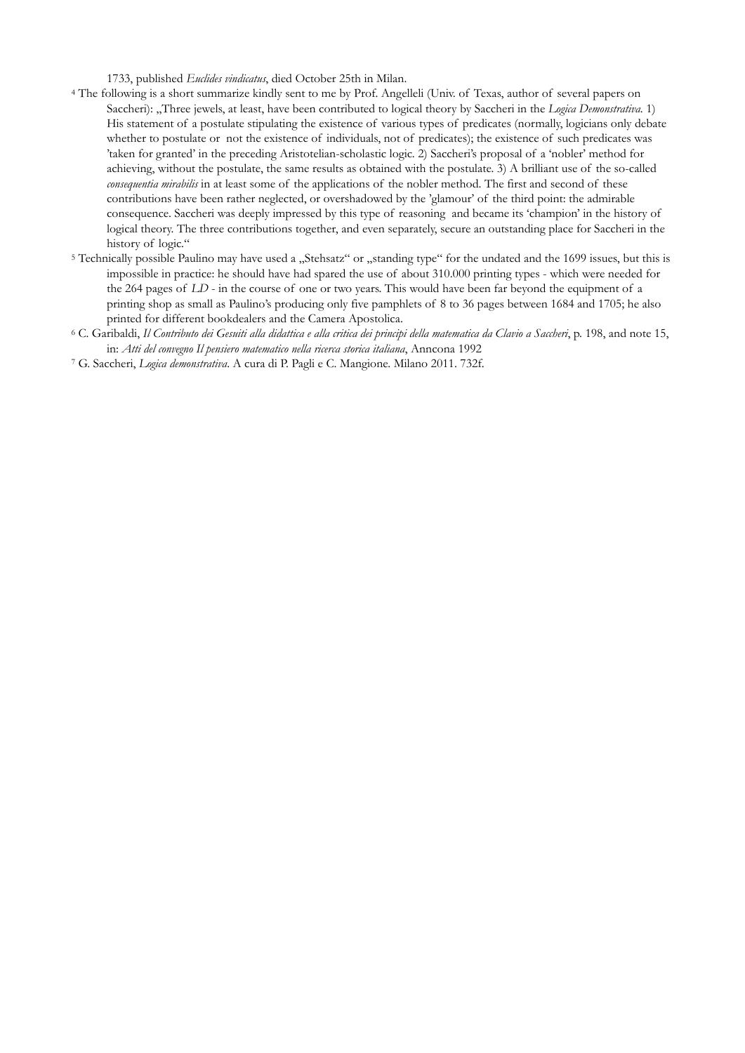1733, published *Euclides vindicatus*, died October 25th in Milan.

[4] The following is a short summarize kindly sent to me by Prof. Angelleli (Univ. of Texas, author of several papers on Saccheri): „Three jewels, at least, have been contributed to logical theory by Saccheri in the *Logica Demonstrativa*. 1) His statement of a postulate stipulating the existence of various types of predicates (normally, logicians only debate whether to postulate or not the existence of individuals, not of predicates); the existence of such predicates was 'taken for granted' in the preceding Aristotelian-scholastic logic. 2) Saccheri's proposal of a 'nobler' method for achieving, without the postulate, the same results as obtained with the postulate. 3) A brilliant use of the so-called *consequentia mirabilis* in at least some of the applications of the nobler method. The first and second of these contributions have been rather neglected, or overshadowed by the 'glamour' of the third point: the admirable consequence. Saccheri was deeply impressed by this type of reasoning and became its 'champion' in the history of logical theory. The three contributions together, and even separately, secure an outstanding place for Saccheri in the history of logic."

[5] Technically possible Paulino may have used a „Stehsatz" or „standing type" for the undated and the 1699 issues, but this is impossible in practice: he should have had spared the use of about 310.000 printing types - which were needed for the 264 pages of *LD* - in the course of one or two years. This would have been far beyond the equipment of a printing shop as small as Paulino's producing only five pamphlets of 8 to 36 pages between 1684 and 1705; he also printed for different bookdealers and the Camera Apostolica.

[6] C. Garibaldi, *Il Contributo dei Gesuiti alla didattica e alla critica dei principi della matematica da Clavio a Saccheri*, p. 198, and note 15, in: *Atti del convegno Il pensiero matematico nella ricerca storica italiana*, Anncona 1992

[7] G. Saccheri, *Logica demonstrativa*. A cura di P. Pagli e C. Mangione. Milano 2011. 732f.